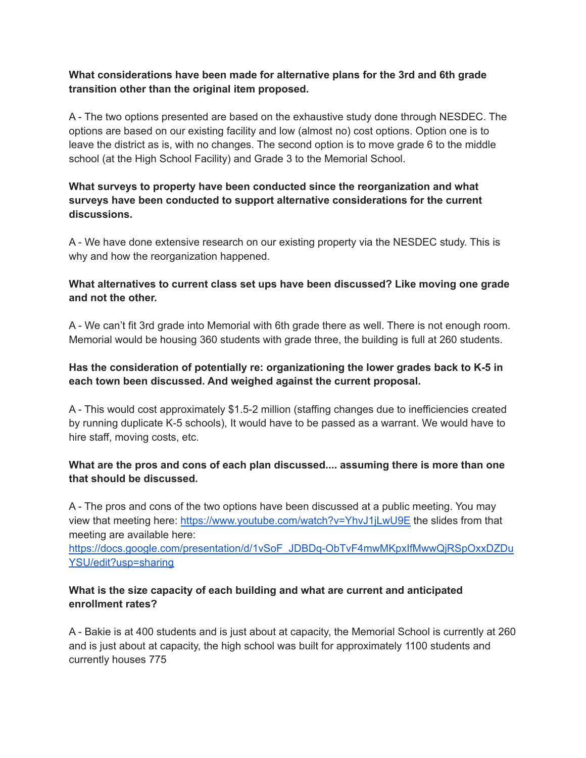**What considerations have been made for alternative plans for the 3rd and 6th grade transition other than the original item proposed.**

A - The two options presented are based on the exhaustive study done through NESDEC. The options are based on our existing facility and low (almost no) cost options. Option one is to leave the district as is, with no changes. The second option is to move grade 6 to the middle school (at the High School Facility) and Grade 3 to the Memorial School.

**What surveys to property have been conducted since the reorganization and what surveys have been conducted to support alternative considerations for the current discussions.**

A - We have done extensive research on our existing property via the NESDEC study. This is why and how the reorganization happened.

**What alternatives to current class set ups have been discussed? Like moving one grade and not the other.**

A - We can't fit 3rd grade into Memorial with 6th grade there as well. There is not enough room. Memorial would be housing 360 students with grade three, the building is full at 260 students.

**Has the consideration of potentially re: organizationing the lower grades back to K-5 in each town been discussed. And weighed against the current proposal.**

A - This would cost approximately $1.5-2 million (staffing changes due to inefficiencies created by running duplicate K-5 schools), It would have to be passed as a warrant. We would have to hire staff, moving costs, etc.

**What are the pros and cons of each plan discussed.... assuming there is more than one that should be discussed.**

A - The pros and cons of the two options have been discussed at a public meeting. You may view that meeting here: [https://www.youtube.com/watch?v=YhvJ1jLwU9E](https://www.youtube.com/watch?v=YhvJ1jLwU9E) the slides from that meeting are available here: [https://docs.google.com/presentation/d/1vSoF_JDBDq-ObTvF4mwMKpxIfMwwQjRSpOxxDZDuYSU/edit?usp=sharing](https://docs.google.com/presentation/d/1vSoF_JDBDq-ObTvF4mwMKpxIfMwwQjRSpOxxDZDuYSU/edit?usp=sharing)

**What is the size capacity of each building and what are current and anticipated enrollment rates?**

A - Bakie is at 400 students and is just about at capacity, the Memorial School is currently at 260 and is just about at capacity, the high school was built for approximately 1100 students and currently houses 775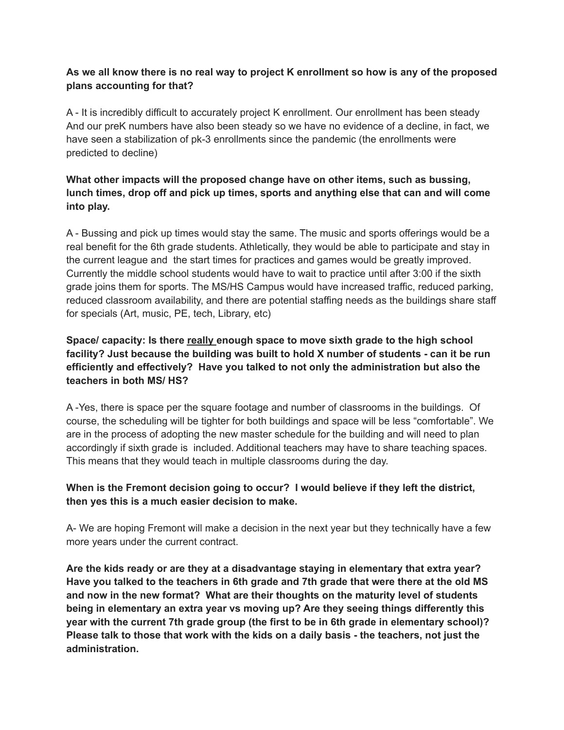**As we all know there is no real way to project K enrollment so how is any of the proposed plans accounting for that?**

A - It is incredibly difficult to accurately project K enrollment. Our enrollment has been steady And our preK numbers have also been steady so we have no evidence of a decline, in fact, we have seen a stabilization of pk-3 enrollments since the pandemic (the enrollments were predicted to decline)

**What other impacts will the proposed change have on other items, such as bussing, lunch times, drop off and pick up times, sports and anything else that can and will come into play.**

A - Bussing and pick up times would stay the same. The music and sports offerings would be a real benefit for the 6th grade students. Athletically, they would be able to participate and stay in the current league and the start times for practices and games would be greatly improved. Currently the middle school students would have to wait to practice until after 3:00 if the sixth grade joins them for sports. The MS/HS Campus would have increased traffic, reduced parking, reduced classroom availability, and there are potential staffing needs as the buildings share staff for specials (Art, music, PE, tech, Library, etc)

**Space/ capacity: Is there <u>really</u> enough space to move sixth grade to the high school facility? Just because the building was built to hold X number of students - can it be run efficiently and effectively? Have you talked to not only the administration but also the teachers in both MS/ HS?**

A -Yes, there is space per the square footage and number of classrooms in the buildings. Of course, the scheduling will be tighter for both buildings and space will be less "comfortable". We are in the process of adopting the new master schedule for the building and will need to plan accordingly if sixth grade is included. Additional teachers may have to share teaching spaces. This means that they would teach in multiple classrooms during the day.

**When is the Fremont decision going to occur? I would believe if they left the district, then yes this is a much easier decision to make.**

A- We are hoping Fremont will make a decision in the next year but they technically have a few more years under the current contract.

**Are the kids ready or are they at a disadvantage staying in elementary that extra year? Have you talked to the teachers in 6th grade and 7th grade that were there at the old MS and now in the new format? What are their thoughts on the maturity level of students being in elementary an extra year vs moving up? Are they seeing things differently this year with the current 7th grade group (the first to be in 6th grade in elementary school)? Please talk to those that work with the kids on a daily basis - the teachers, not just the administration.**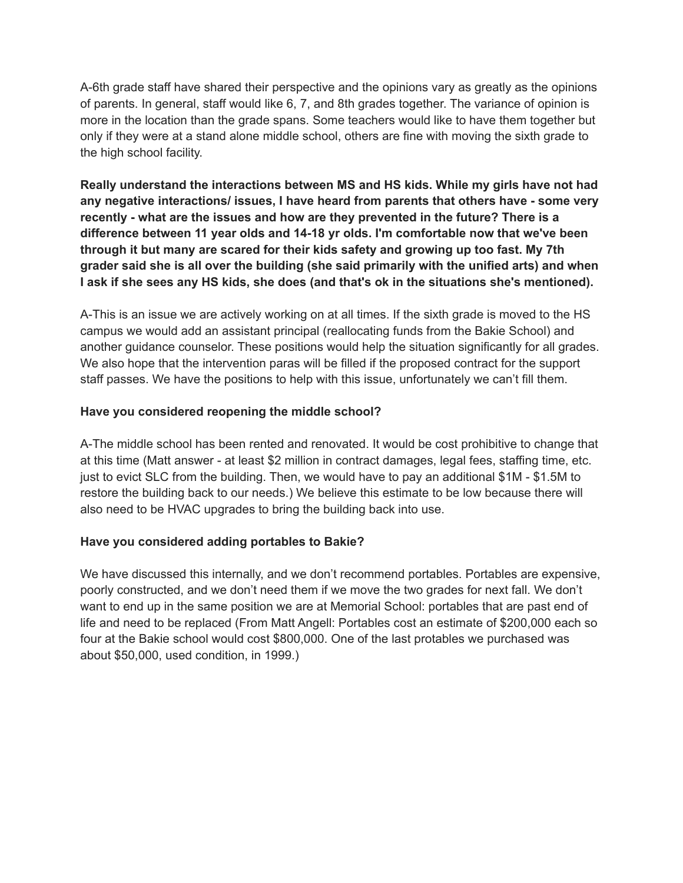A-6th grade staff have shared their perspective and the opinions vary as greatly as the opinions of parents. In general, staff would like 6, 7, and 8th grades together. The variance of opinion is more in the location than the grade spans. Some teachers would like to have them together but only if they were at a stand alone middle school, others are fine with moving the sixth grade to the high school facility.

**Really understand the interactions between MS and HS kids. While my girls have not had any negative interactions/ issues, I have heard from parents that others have - some very recently - what are the issues and how are they prevented in the future? There is a difference between 11 year olds and 14-18 yr olds. I'm comfortable now that we've been through it but many are scared for their kids safety and growing up too fast. My 7th grader said she is all over the building (she said primarily with the unified arts) and when I ask if she sees any HS kids, she does (and that's ok in the situations she's mentioned).**

A-This is an issue we are actively working on at all times. If the sixth grade is moved to the HS campus we would add an assistant principal (reallocating funds from the Bakie School) and another guidance counselor. These positions would help the situation significantly for all grades. We also hope that the intervention paras will be filled if the proposed contract for the support staff passes. We have the positions to help with this issue, unfortunately we can't fill them.

**Have you considered reopening the middle school?**

A-The middle school has been rented and renovated. It would be cost prohibitive to change that at this time (Matt answer - at least $2 million in contract damages, legal fees, staffing time, etc. just to evict SLC from the building. Then, we would have to pay an additional $1M - $1.5M to restore the building back to our needs.) We believe this estimate to be low because there will also need to be HVAC upgrades to bring the building back into use.

**Have you considered adding portables to Bakie?**

We have discussed this internally, and we don't recommend portables. Portables are expensive, poorly constructed, and we don't need them if we move the two grades for next fall. We don't want to end up in the same position we are at Memorial School: portables that are past end of life and need to be replaced (From Matt Angell: Portables cost an estimate of $200,000 each so four at the Bakie school would cost $800,000. One of the last protables we purchased was about $50,000, used condition, in 1999.)